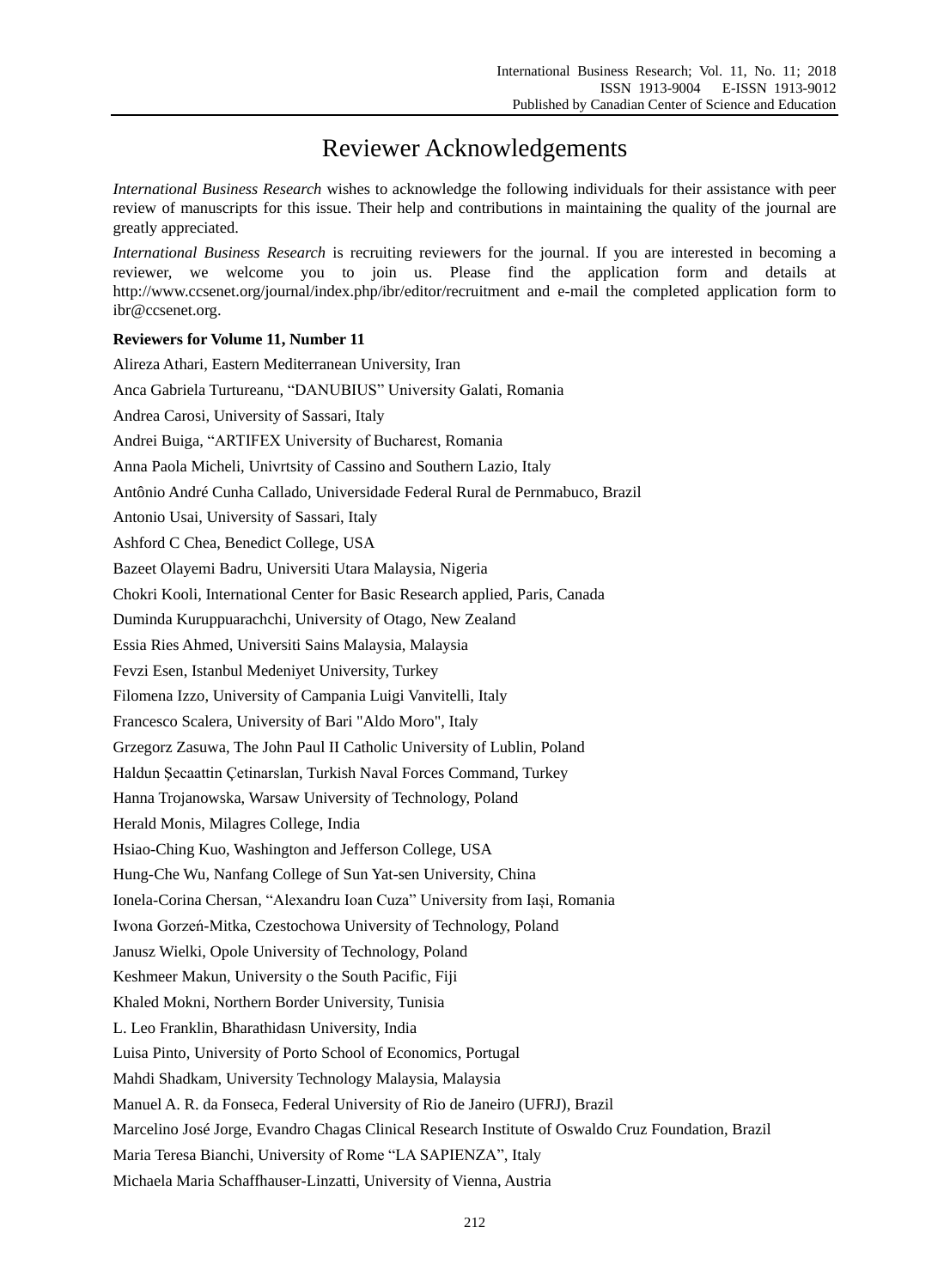# Reviewer Acknowledgements

*International Business Research* wishes to acknowledge the following individuals for their assistance with peer review of manuscripts for this issue. Their help and contributions in maintaining the quality of the journal are greatly appreciated.

*International Business Research* is recruiting reviewers for the journal. If you are interested in becoming a reviewer, we welcome you to join us. Please find the application form and details at http://www.ccsenet.org/journal/index.php/ibr/editor/recruitment and e-mail the completed application form to ibr@ccsenet.org.

**Reviewers for Volume 11, Number 11**

Alireza Athari, Eastern Mediterranean University, Iran

Anca Gabriela Turtureanu, "DANUBIUS" University Galati, Romania

Andrea Carosi, University of Sassari, Italy

Andrei Buiga, "ARTIFEX University of Bucharest, Romania

Anna Paola Micheli, Univrtsity of Cassino and Southern Lazio, Italy

Antônio André Cunha Callado, Universidade Federal Rural de Pernmabuco, Brazil

Antonio Usai, University of Sassari, Italy

Ashford C Chea, Benedict College, USA

Bazeet Olayemi Badru, Universiti Utara Malaysia, Nigeria

Chokri Kooli, International Center for Basic Research applied, Paris, Canada

Duminda Kuruppuarachchi, University of Otago, New Zealand

Essia Ries Ahmed, Universiti Sains Malaysia, Malaysia

Fevzi Esen, Istanbul Medeniyet University, Turkey

Filomena Izzo, University of Campania Luigi Vanvitelli, Italy

Francesco Scalera, University of Bari "Aldo Moro", Italy

Grzegorz Zasuwa, The John Paul II Catholic University of Lublin, Poland

Haldun Şecaattin Çetinarslan, Turkish Naval Forces Command, Turkey

Hanna Trojanowska, Warsaw University of Technology, Poland

Herald Monis, Milagres College, India

Hsiao-Ching Kuo, Washington and Jefferson College, USA

Hung-Che Wu, Nanfang College of Sun Yat-sen University, China

Ionela-Corina Chersan, "Alexandru Ioan Cuza" University from Iași, Romania

Iwona Gorzeń-Mitka, Czestochowa University of Technology, Poland

Janusz Wielki, Opole University of Technology, Poland

Keshmeer Makun, University o the South Pacific, Fiji

Khaled Mokni, Northern Border University, Tunisia

L. Leo Franklin, Bharathidasn University, India

Luisa Pinto, University of Porto School of Economics, Portugal

Mahdi Shadkam, University Technology Malaysia, Malaysia

Manuel A. R. da Fonseca, Federal University of Rio de Janeiro (UFRJ), Brazil

Marcelino José Jorge, Evandro Chagas Clinical Research Institute of Oswaldo Cruz Foundation, Brazil

Maria Teresa Bianchi, University of Rome "LA SAPIENZA", Italy

Michaela Maria Schaffhauser-Linzatti, University of Vienna, Austria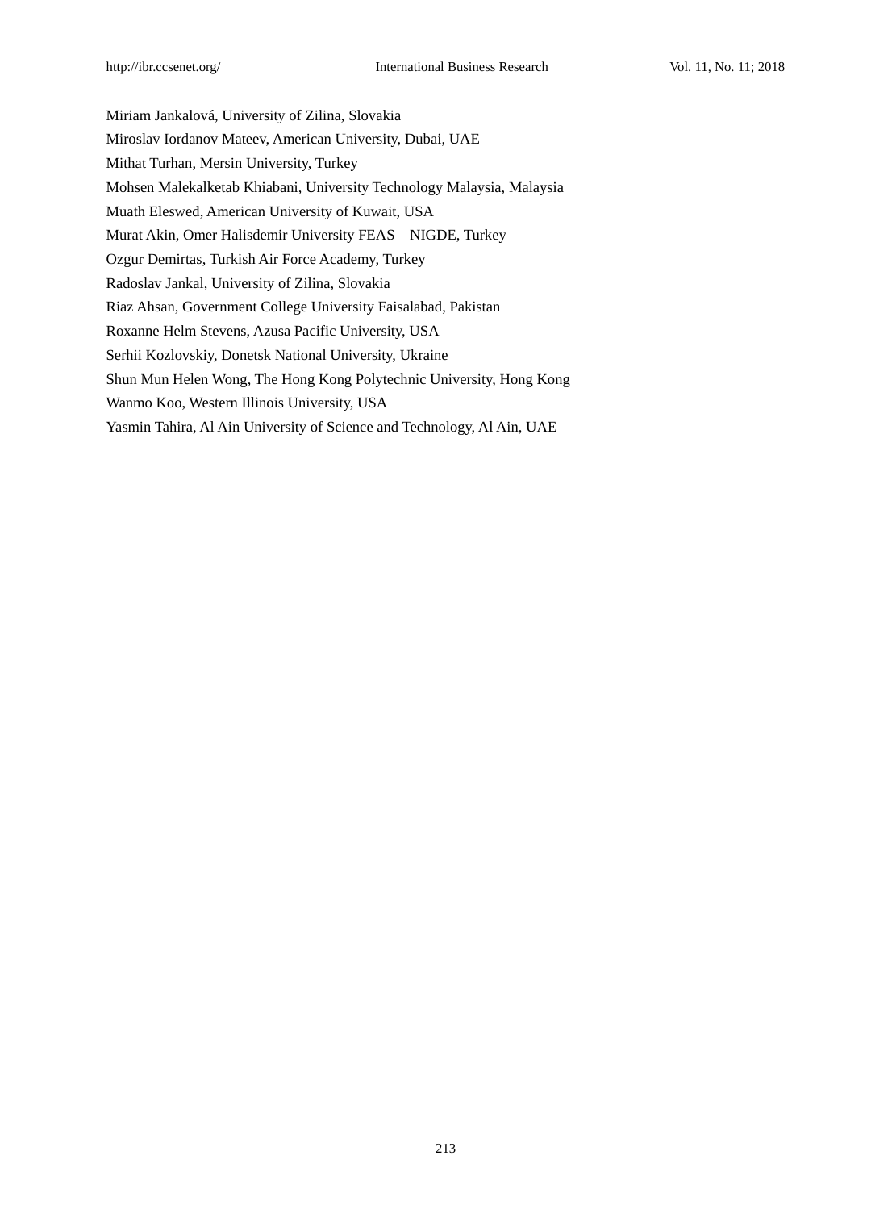Miriam Jankalová, University of Zilina, Slovakia

Miroslav Iordanov Mateev, American University, Dubai, UAE

Mithat Turhan, Mersin University, Turkey

Mohsen Malekalketab Khiabani, University Technology Malaysia, Malaysia

Muath Eleswed, American University of Kuwait, USA

Murat Akin, Omer Halisdemir University FEAS – NIGDE, Turkey

Ozgur Demirtas, Turkish Air Force Academy, Turkey

Radoslav Jankal, University of Zilina, Slovakia

Riaz Ahsan, Government College University Faisalabad, Pakistan

Roxanne Helm Stevens, Azusa Pacific University, USA

Serhii Kozlovskiy, Donetsk National University, Ukraine

Shun Mun Helen Wong, The Hong Kong Polytechnic University, Hong Kong

Wanmo Koo, Western Illinois University, USA

Yasmin Tahira, Al Ain University of Science and Technology, Al Ain, UAE